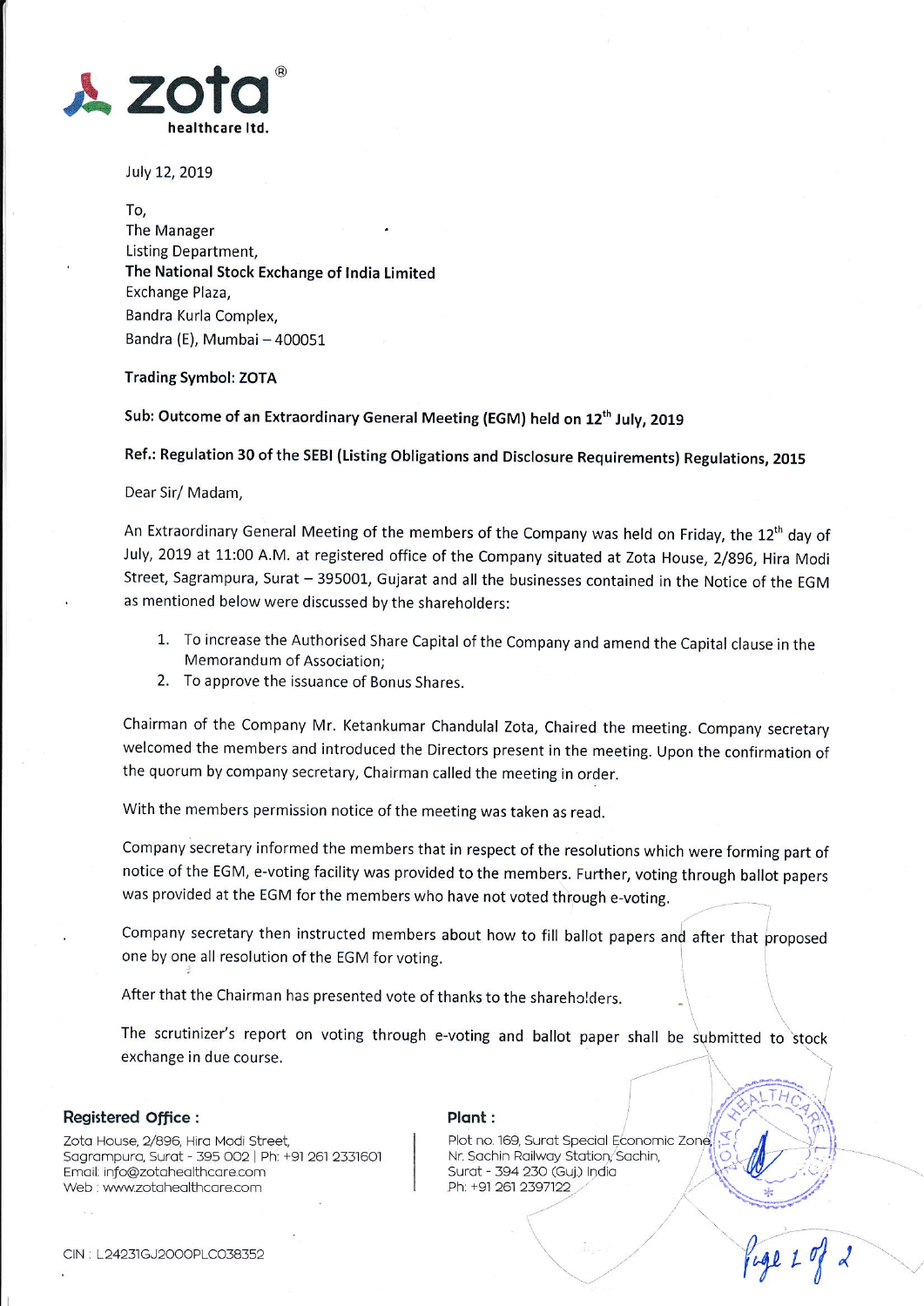**zota®**
**healthcare ltd.**

July 12, 2019

To,
The Manager
Listing Department,
**The National Stock Exchange of India Limited**
Exchange Plaza,
Bandra Kurla Complex,
Bandra (E), Mumbai – 400051

**Trading Symbol: ZOTA**

**Sub: Outcome of an Extraordinary General Meeting (EGM) held on 12th July, 2019**

**Ref.: Regulation 30 of the SEBI (Listing Obligations and Disclosure Requirements) Regulations, 2015**

Dear Sir/ Madam,

An Extraordinary General Meeting of the members of the Company was held on Friday, the 12th day of July, 2019 at 11:00 A.M. at registered office of the Company situated at Zota House, 2/896, Hira Modi Street, Sagrampura, Surat – 395001, Gujarat and all the businesses contained in the Notice of the EGM as mentioned below were discussed by the shareholders:

1. To increase the Authorised Share Capital of the Company and amend the Capital clause in the Memorandum of Association;
2. To approve the issuance of Bonus Shares.

Chairman of the Company Mr. Ketankumar Chandulal Zota, Chaired the meeting. Company secretary welcomed the members and introduced the Directors present in the meeting. Upon the confirmation of the quorum by company secretary, Chairman called the meeting in order.

With the members permission notice of the meeting was taken as read.

Company secretary informed the members that in respect of the resolutions which were forming part of notice of the EGM, e-voting facility was provided to the members. Further, voting through ballot papers was provided at the EGM for the members who have not voted through e-voting.

Company secretary then instructed members about how to fill ballot papers and after that proposed one by one all resolution of the EGM for voting.

After that the Chairman has presented vote of thanks to the shareholders.

The scrutinizer's report on voting through e-voting and ballot paper shall be submitted to stock exchange in due course.

**Registered Office :**
Zota House, 2/896, Hira Modi Street,
Sagrampura, Surat - 395 002 | Ph: +91 261 2331601
Email: info@zotahealthcare.com
Web : www.zotahealthcare.com

**Plant :**
Plot no. 169, Surat Special Economic Zone,
Nr. Sachin Railway Station, Sachin,
Surat - 394 230 (Guj.) India
Ph: +91 261 2397122

CIN : L24231GJ2000PLC038352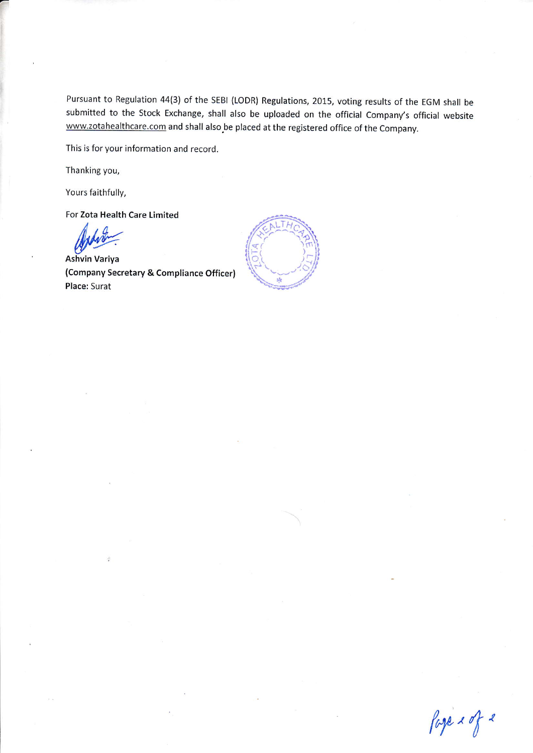Pursuant to Regulation 44(3) of the SEBI (LODR) Regulations, 2015, voting results of the EGM shall be submitted to the Stock Exchange, shall also be uploaded on the official Company's official website www.zotahealthcare.com and shall also be placed at the registered office of the Company.

This is for your information and record.

Thanking you,

Yours faithfully,

For **Zota Health Care Limited**

**Ashvin Variya**
**(Company Secretary & Compliance Officer)**
**Place:** Surat